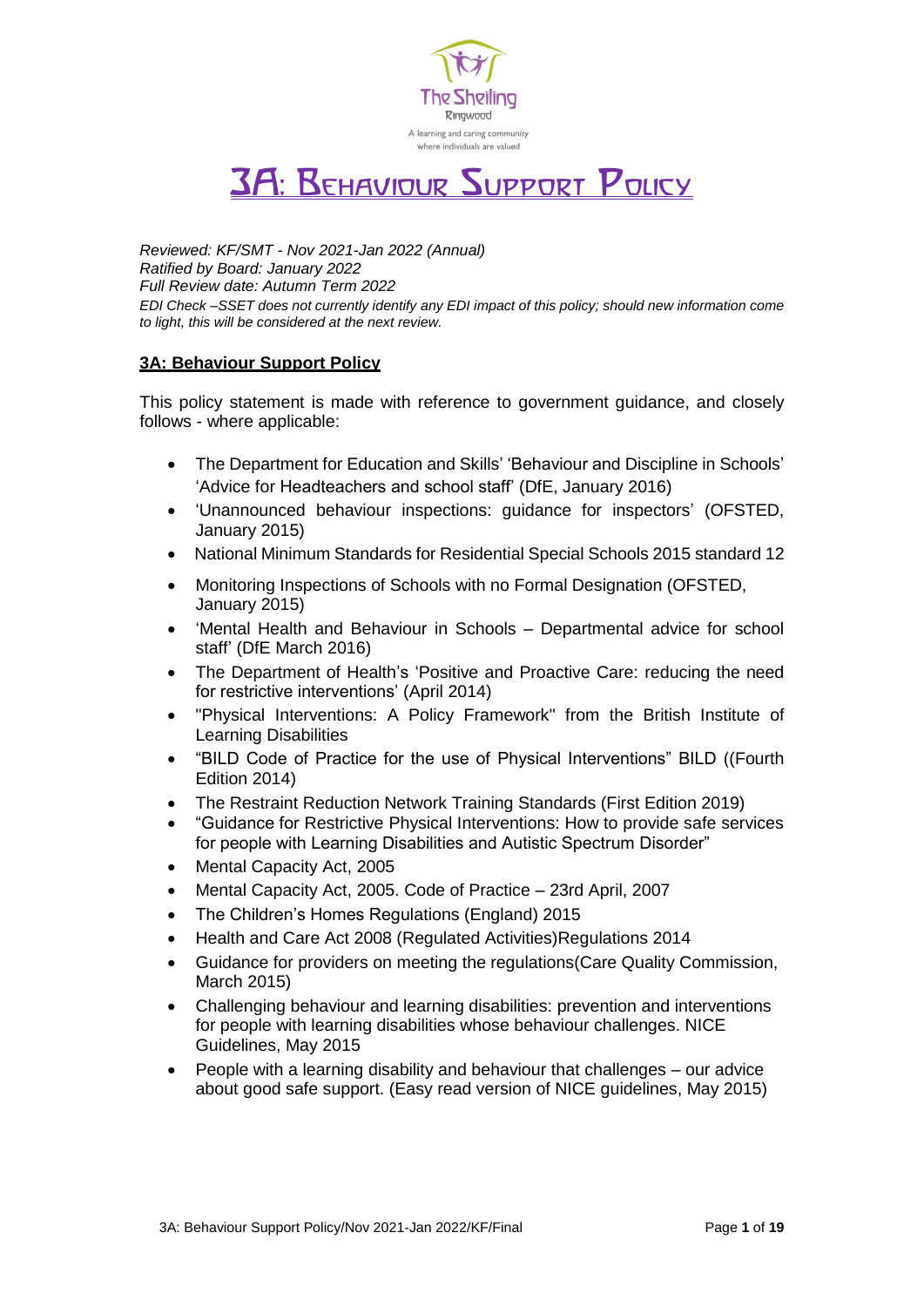The Sheiling
Ringwood
A learning and caring community where individuals are valued

# 3A: Behaviour Support Policy

*Reviewed: KF/SMT - Nov 2021-Jan 2022 (Annual)*
*Ratified by Board: January 2022*
*Full Review date: Autumn Term 2022*
*EDI Check –SSET does not currently identify any EDI impact of this policy; should new information come to light, this will be considered at the next review.*

## 3A: Behaviour Support Policy

This policy statement is made with reference to government guidance, and closely follows - where applicable:

- The Department for Education and Skills' 'Behaviour and Discipline in Schools' 'Advice for Headteachers and school staff' (DfE, January 2016)
- 'Unannounced behaviour inspections: guidance for inspectors' (OFSTED, January 2015)
- National Minimum Standards for Residential Special Schools 2015 standard 12
- Monitoring Inspections of Schools with no Formal Designation (OFSTED, January 2015)
- 'Mental Health and Behaviour in Schools – Departmental advice for school staff' (DfE March 2016)
- The Department of Health's 'Positive and Proactive Care: reducing the need for restrictive interventions' (April 2014)
- "Physical Interventions: A Policy Framework" from the British Institute of Learning Disabilities
- "BILD Code of Practice for the use of Physical Interventions" BILD ((Fourth Edition 2014)
- The Restraint Reduction Network Training Standards (First Edition 2019)
- "Guidance for Restrictive Physical Interventions: How to provide safe services for people with Learning Disabilities and Autistic Spectrum Disorder"
- Mental Capacity Act, 2005
- Mental Capacity Act, 2005. Code of Practice – 23rd April, 2007
- The Children's Homes Regulations (England) 2015
- Health and Care Act 2008 (Regulated Activities)Regulations 2014
- Guidance for providers on meeting the regulations(Care Quality Commission, March 2015)
- Challenging behaviour and learning disabilities: prevention and interventions for people with learning disabilities whose behaviour challenges. NICE Guidelines, May 2015
- People with a learning disability and behaviour that challenges – our advice about good safe support. (Easy read version of NICE guidelines, May 2015)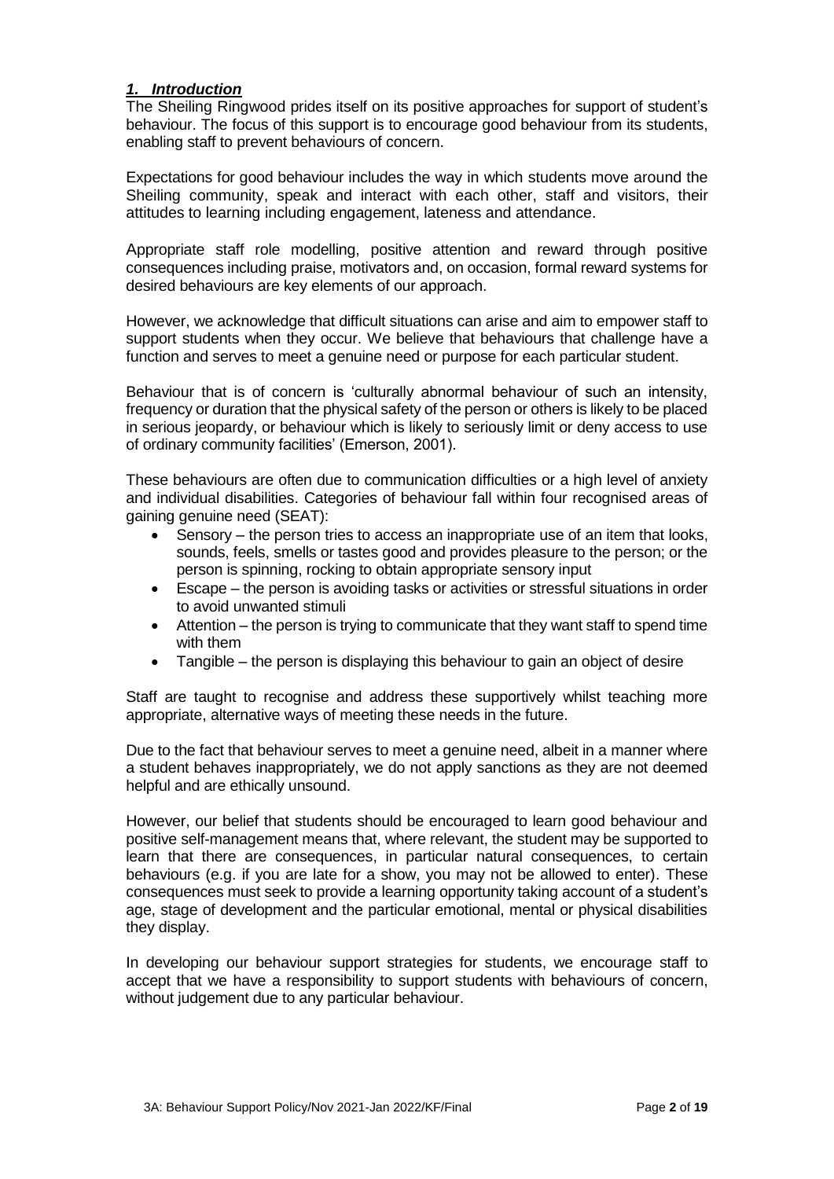## *1. Introduction*

The Sheiling Ringwood prides itself on its positive approaches for support of student's behaviour. The focus of this support is to encourage good behaviour from its students, enabling staff to prevent behaviours of concern.

Expectations for good behaviour includes the way in which students move around the Sheiling community, speak and interact with each other, staff and visitors, their attitudes to learning including engagement, lateness and attendance.

Appropriate staff role modelling, positive attention and reward through positive consequences including praise, motivators and, on occasion, formal reward systems for desired behaviours are key elements of our approach.

However, we acknowledge that difficult situations can arise and aim to empower staff to support students when they occur. We believe that behaviours that challenge have a function and serves to meet a genuine need or purpose for each particular student.

Behaviour that is of concern is 'culturally abnormal behaviour of such an intensity, frequency or duration that the physical safety of the person or others is likely to be placed in serious jeopardy, or behaviour which is likely to seriously limit or deny access to use of ordinary community facilities' (Emerson, 2001).

These behaviours are often due to communication difficulties or a high level of anxiety and individual disabilities. Categories of behaviour fall within four recognised areas of gaining genuine need (SEAT):

- Sensory – the person tries to access an inappropriate use of an item that looks, sounds, feels, smells or tastes good and provides pleasure to the person; or the person is spinning, rocking to obtain appropriate sensory input
- Escape – the person is avoiding tasks or activities or stressful situations in order to avoid unwanted stimuli
- Attention – the person is trying to communicate that they want staff to spend time with them
- Tangible – the person is displaying this behaviour to gain an object of desire

Staff are taught to recognise and address these supportively whilst teaching more appropriate, alternative ways of meeting these needs in the future.

Due to the fact that behaviour serves to meet a genuine need, albeit in a manner where a student behaves inappropriately, we do not apply sanctions as they are not deemed helpful and are ethically unsound.

However, our belief that students should be encouraged to learn good behaviour and positive self-management means that, where relevant, the student may be supported to learn that there are consequences, in particular natural consequences, to certain behaviours (e.g. if you are late for a show, you may not be allowed to enter). These consequences must seek to provide a learning opportunity taking account of a student's age, stage of development and the particular emotional, mental or physical disabilities they display.

In developing our behaviour support strategies for students, we encourage staff to accept that we have a responsibility to support students with behaviours of concern, without judgement due to any particular behaviour.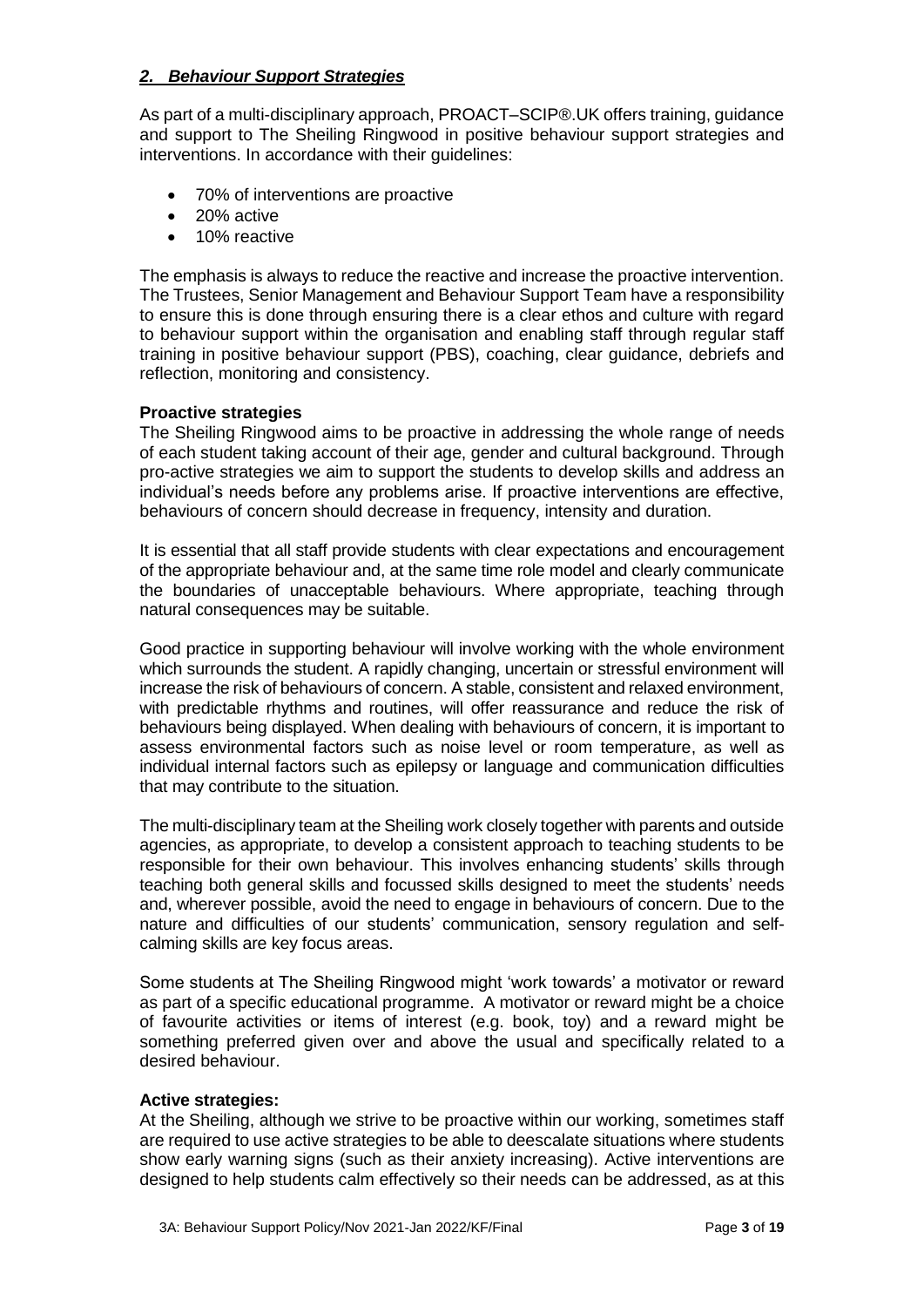## *2. Behaviour Support Strategies*

As part of a multi-disciplinary approach, PROACT–SCIP®.UK offers training, guidance and support to The Sheiling Ringwood in positive behaviour support strategies and interventions. In accordance with their guidelines:

- 70% of interventions are proactive
- 20% active
- 10% reactive

The emphasis is always to reduce the reactive and increase the proactive intervention. The Trustees, Senior Management and Behaviour Support Team have a responsibility to ensure this is done through ensuring there is a clear ethos and culture with regard to behaviour support within the organisation and enabling staff through regular staff training in positive behaviour support (PBS), coaching, clear guidance, debriefs and reflection, monitoring and consistency.

**Proactive strategies**

The Sheiling Ringwood aims to be proactive in addressing the whole range of needs of each student taking account of their age, gender and cultural background. Through pro-active strategies we aim to support the students to develop skills and address an individual's needs before any problems arise. If proactive interventions are effective, behaviours of concern should decrease in frequency, intensity and duration.

It is essential that all staff provide students with clear expectations and encouragement of the appropriate behaviour and, at the same time role model and clearly communicate the boundaries of unacceptable behaviours. Where appropriate, teaching through natural consequences may be suitable.

Good practice in supporting behaviour will involve working with the whole environment which surrounds the student. A rapidly changing, uncertain or stressful environment will increase the risk of behaviours of concern. A stable, consistent and relaxed environment, with predictable rhythms and routines, will offer reassurance and reduce the risk of behaviours being displayed. When dealing with behaviours of concern, it is important to assess environmental factors such as noise level or room temperature, as well as individual internal factors such as epilepsy or language and communication difficulties that may contribute to the situation.

The multi-disciplinary team at the Sheiling work closely together with parents and outside agencies, as appropriate, to develop a consistent approach to teaching students to be responsible for their own behaviour. This involves enhancing students' skills through teaching both general skills and focussed skills designed to meet the students' needs and, wherever possible, avoid the need to engage in behaviours of concern. Due to the nature and difficulties of our students' communication, sensory regulation and self-calming skills are key focus areas.

Some students at The Sheiling Ringwood might 'work towards' a motivator or reward as part of a specific educational programme. A motivator or reward might be a choice of favourite activities or items of interest (e.g. book, toy) and a reward might be something preferred given over and above the usual and specifically related to a desired behaviour.

**Active strategies:**

At the Sheiling, although we strive to be proactive within our working, sometimes staff are required to use active strategies to be able to deescalate situations where students show early warning signs (such as their anxiety increasing). Active interventions are designed to help students calm effectively so their needs can be addressed, as at this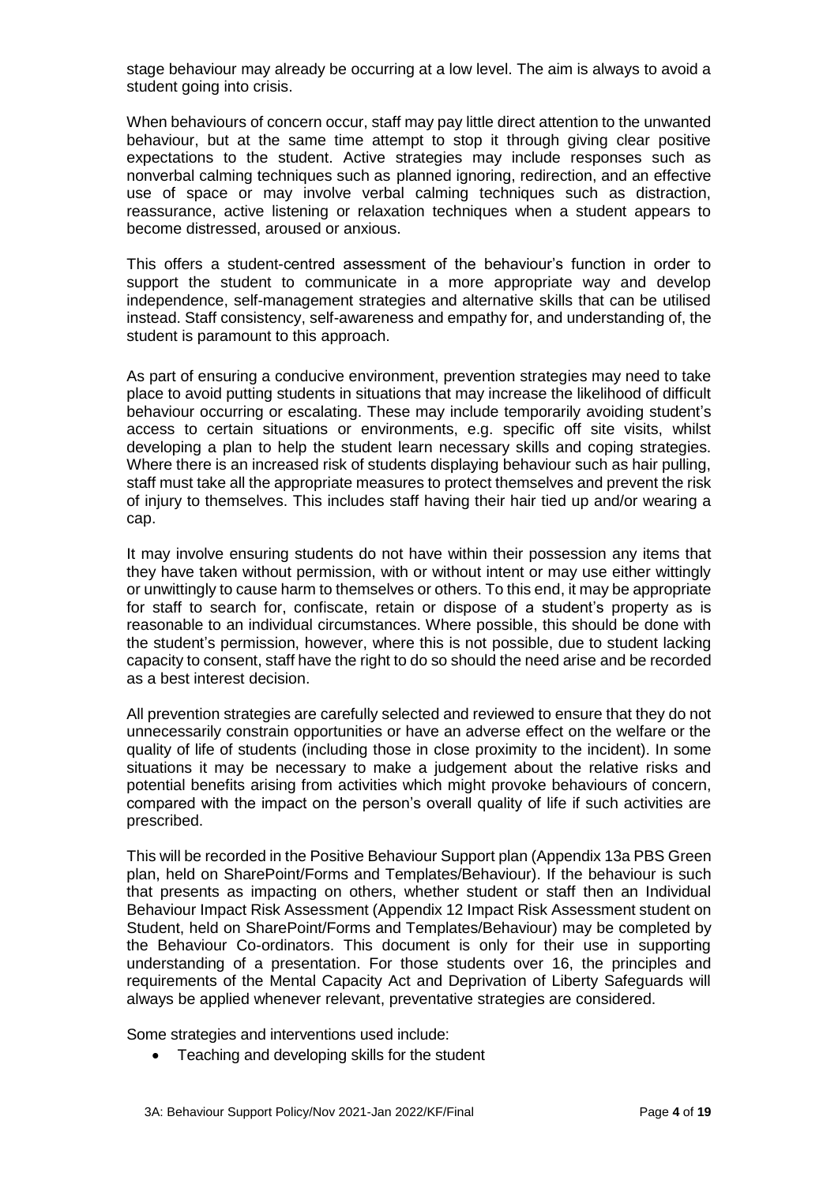stage behaviour may already be occurring at a low level. The aim is always to avoid a student going into crisis.

When behaviours of concern occur, staff may pay little direct attention to the unwanted behaviour, but at the same time attempt to stop it through giving clear positive expectations to the student. Active strategies may include responses such as nonverbal calming techniques such as planned ignoring, redirection, and an effective use of space or may involve verbal calming techniques such as distraction, reassurance, active listening or relaxation techniques when a student appears to become distressed, aroused or anxious.

This offers a student-centred assessment of the behaviour's function in order to support the student to communicate in a more appropriate way and develop independence, self-management strategies and alternative skills that can be utilised instead. Staff consistency, self-awareness and empathy for, and understanding of, the student is paramount to this approach.

As part of ensuring a conducive environment, prevention strategies may need to take place to avoid putting students in situations that may increase the likelihood of difficult behaviour occurring or escalating. These may include temporarily avoiding student's access to certain situations or environments, e.g. specific off site visits, whilst developing a plan to help the student learn necessary skills and coping strategies. Where there is an increased risk of students displaying behaviour such as hair pulling, staff must take all the appropriate measures to protect themselves and prevent the risk of injury to themselves. This includes staff having their hair tied up and/or wearing a cap.

It may involve ensuring students do not have within their possession any items that they have taken without permission, with or without intent or may use either wittingly or unwittingly to cause harm to themselves or others. To this end, it may be appropriate for staff to search for, confiscate, retain or dispose of a student's property as is reasonable to an individual circumstances. Where possible, this should be done with the student's permission, however, where this is not possible, due to student lacking capacity to consent, staff have the right to do so should the need arise and be recorded as a best interest decision.

All prevention strategies are carefully selected and reviewed to ensure that they do not unnecessarily constrain opportunities or have an adverse effect on the welfare or the quality of life of students (including those in close proximity to the incident). In some situations it may be necessary to make a judgement about the relative risks and potential benefits arising from activities which might provoke behaviours of concern, compared with the impact on the person's overall quality of life if such activities are prescribed.

This will be recorded in the Positive Behaviour Support plan (Appendix 13a PBS Green plan, held on SharePoint/Forms and Templates/Behaviour). If the behaviour is such that presents as impacting on others, whether student or staff then an Individual Behaviour Impact Risk Assessment (Appendix 12 Impact Risk Assessment student on Student, held on SharePoint/Forms and Templates/Behaviour) may be completed by the Behaviour Co-ordinators. This document is only for their use in supporting understanding of a presentation. For those students over 16, the principles and requirements of the Mental Capacity Act and Deprivation of Liberty Safeguards will always be applied whenever relevant, preventative strategies are considered.

Some strategies and interventions used include:

- Teaching and developing skills for the student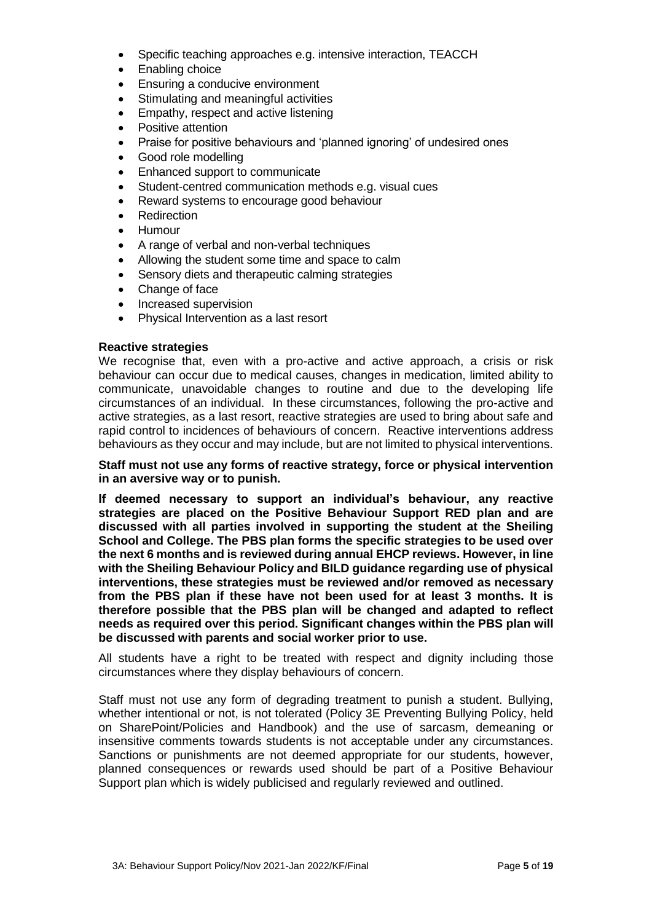- Specific teaching approaches e.g. intensive interaction, TEACCH
- Enabling choice
- Ensuring a conducive environment
- Stimulating and meaningful activities
- Empathy, respect and active listening
- Positive attention
- Praise for positive behaviours and 'planned ignoring' of undesired ones
- Good role modelling
- Enhanced support to communicate
- Student-centred communication methods e.g. visual cues
- Reward systems to encourage good behaviour
- Redirection
- Humour
- A range of verbal and non-verbal techniques
- Allowing the student some time and space to calm
- Sensory diets and therapeutic calming strategies
- Change of face
- Increased supervision
- Physical Intervention as a last resort

**Reactive strategies**

We recognise that, even with a pro-active and active approach, a crisis or risk behaviour can occur due to medical causes, changes in medication, limited ability to communicate, unavoidable changes to routine and due to the developing life circumstances of an individual. In these circumstances, following the pro-active and active strategies, as a last resort, reactive strategies are used to bring about safe and rapid control to incidences of behaviours of concern. Reactive interventions address behaviours as they occur and may include, but are not limited to physical interventions.

**Staff must not use any forms of reactive strategy, force or physical intervention in an aversive way or to punish.**

**If deemed necessary to support an individual's behaviour, any reactive strategies are placed on the Positive Behaviour Support RED plan and are discussed with all parties involved in supporting the student at the Sheiling School and College. The PBS plan forms the specific strategies to be used over the next 6 months and is reviewed during annual EHCP reviews. However, in line with the Sheiling Behaviour Policy and BILD guidance regarding use of physical interventions, these strategies must be reviewed and/or removed as necessary from the PBS plan if these have not been used for at least 3 months. It is therefore possible that the PBS plan will be changed and adapted to reflect needs as required over this period. Significant changes within the PBS plan will be discussed with parents and social worker prior to use.**

All students have a right to be treated with respect and dignity including those circumstances where they display behaviours of concern.

Staff must not use any form of degrading treatment to punish a student. Bullying, whether intentional or not, is not tolerated (Policy 3E Preventing Bullying Policy, held on SharePoint/Policies and Handbook) and the use of sarcasm, demeaning or insensitive comments towards students is not acceptable under any circumstances. Sanctions or punishments are not deemed appropriate for our students, however, planned consequences or rewards used should be part of a Positive Behaviour Support plan which is widely publicised and regularly reviewed and outlined.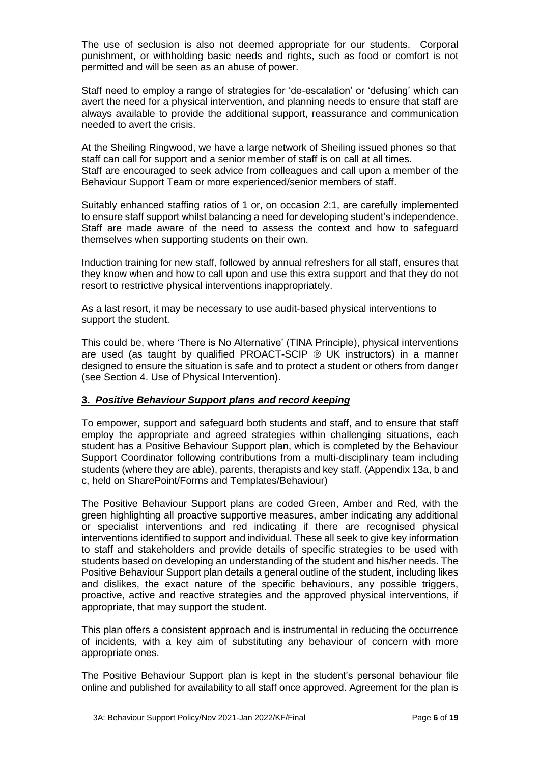The use of seclusion is also not deemed appropriate for our students. Corporal punishment, or withholding basic needs and rights, such as food or comfort is not permitted and will be seen as an abuse of power.

Staff need to employ a range of strategies for 'de-escalation' or 'defusing' which can avert the need for a physical intervention, and planning needs to ensure that staff are always available to provide the additional support, reassurance and communication needed to avert the crisis.

At the Sheiling Ringwood, we have a large network of Sheiling issued phones so that staff can call for support and a senior member of staff is on call at all times.
Staff are encouraged to seek advice from colleagues and call upon a member of the Behaviour Support Team or more experienced/senior members of staff.

Suitably enhanced staffing ratios of 1 or, on occasion 2:1, are carefully implemented to ensure staff support whilst balancing a need for developing student's independence. Staff are made aware of the need to assess the context and how to safeguard themselves when supporting students on their own.

Induction training for new staff, followed by annual refreshers for all staff, ensures that they know when and how to call upon and use this extra support and that they do not resort to restrictive physical interventions inappropriately.

As a last resort, it may be necessary to use audit-based physical interventions to support the student.

This could be, where 'There is No Alternative' (TINA Principle), physical interventions are used (as taught by qualified PROACT-SCIP ® UK instructors) in a manner designed to ensure the situation is safe and to protect a student or others from danger (see Section 4. Use of Physical Intervention).

## 3. ***Positive Behaviour Support plans and record keeping***

To empower, support and safeguard both students and staff, and to ensure that staff employ the appropriate and agreed strategies within challenging situations, each student has a Positive Behaviour Support plan, which is completed by the Behaviour Support Coordinator following contributions from a multi-disciplinary team including students (where they are able), parents, therapists and key staff. (Appendix 13a, b and c, held on SharePoint/Forms and Templates/Behaviour)

The Positive Behaviour Support plans are coded Green, Amber and Red, with the green highlighting all proactive supportive measures, amber indicating any additional or specialist interventions and red indicating if there are recognised physical interventions identified to support and individual. These all seek to give key information to staff and stakeholders and provide details of specific strategies to be used with students based on developing an understanding of the student and his/her needs. The Positive Behaviour Support plan details a general outline of the student, including likes and dislikes, the exact nature of the specific behaviours, any possible triggers, proactive, active and reactive strategies and the approved physical interventions, if appropriate, that may support the student.

This plan offers a consistent approach and is instrumental in reducing the occurrence of incidents, with a key aim of substituting any behaviour of concern with more appropriate ones.

The Positive Behaviour Support plan is kept in the student's personal behaviour file online and published for availability to all staff once approved. Agreement for the plan is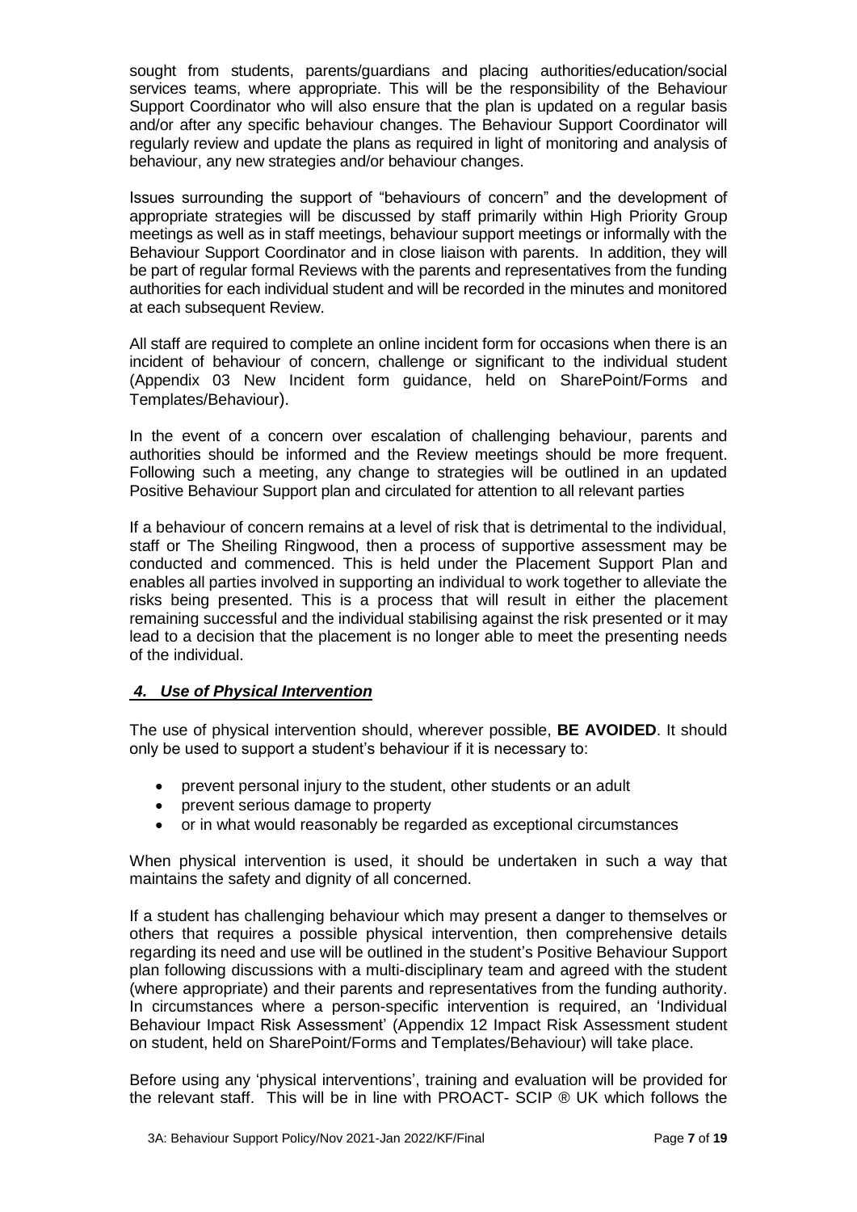sought from students, parents/guardians and placing authorities/education/social services teams, where appropriate. This will be the responsibility of the Behaviour Support Coordinator who will also ensure that the plan is updated on a regular basis and/or after any specific behaviour changes. The Behaviour Support Coordinator will regularly review and update the plans as required in light of monitoring and analysis of behaviour, any new strategies and/or behaviour changes.

Issues surrounding the support of "behaviours of concern" and the development of appropriate strategies will be discussed by staff primarily within High Priority Group meetings as well as in staff meetings, behaviour support meetings or informally with the Behaviour Support Coordinator and in close liaison with parents. In addition, they will be part of regular formal Reviews with the parents and representatives from the funding authorities for each individual student and will be recorded in the minutes and monitored at each subsequent Review.

All staff are required to complete an online incident form for occasions when there is an incident of behaviour of concern, challenge or significant to the individual student (Appendix 03 New Incident form guidance, held on SharePoint/Forms and Templates/Behaviour).

In the event of a concern over escalation of challenging behaviour, parents and authorities should be informed and the Review meetings should be more frequent. Following such a meeting, any change to strategies will be outlined in an updated Positive Behaviour Support plan and circulated for attention to all relevant parties

If a behaviour of concern remains at a level of risk that is detrimental to the individual, staff or The Sheiling Ringwood, then a process of supportive assessment may be conducted and commenced. This is held under the Placement Support Plan and enables all parties involved in supporting an individual to work together to alleviate the risks being presented. This is a process that will result in either the placement remaining successful and the individual stabilising against the risk presented or it may lead to a decision that the placement is no longer able to meet the presenting needs of the individual.

## *4. Use of Physical Intervention*

The use of physical intervention should, wherever possible, **BE AVOIDED**. It should only be used to support a student's behaviour if it is necessary to:

- prevent personal injury to the student, other students or an adult
- prevent serious damage to property
- or in what would reasonably be regarded as exceptional circumstances

When physical intervention is used, it should be undertaken in such a way that maintains the safety and dignity of all concerned.

If a student has challenging behaviour which may present a danger to themselves or others that requires a possible physical intervention, then comprehensive details regarding its need and use will be outlined in the student's Positive Behaviour Support plan following discussions with a multi-disciplinary team and agreed with the student (where appropriate) and their parents and representatives from the funding authority. In circumstances where a person-specific intervention is required, an 'Individual Behaviour Impact Risk Assessment' (Appendix 12 Impact Risk Assessment student on student, held on SharePoint/Forms and Templates/Behaviour) will take place.

Before using any 'physical interventions', training and evaluation will be provided for the relevant staff. This will be in line with PROACT- SCIP ® UK which follows the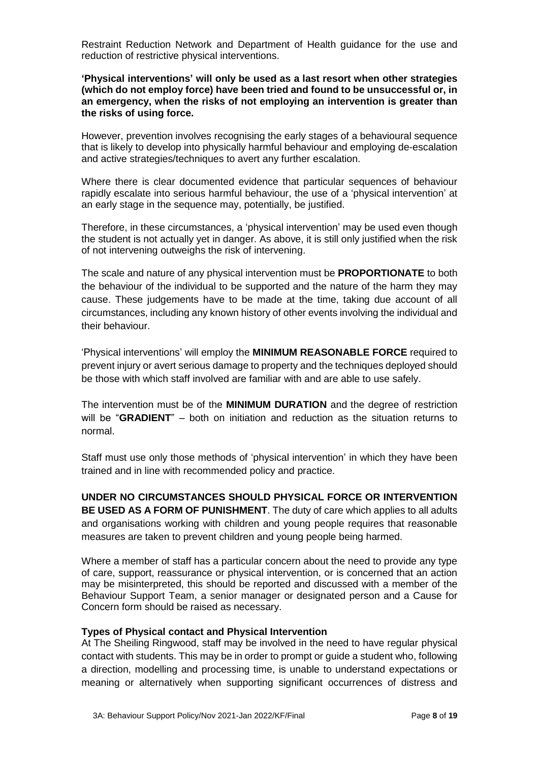Restraint Reduction Network and Department of Health guidance for the use and reduction of restrictive physical interventions.

**'Physical interventions' will only be used as a last resort when other strategies (which do not employ force) have been tried and found to be unsuccessful or, in an emergency, when the risks of not employing an intervention is greater than the risks of using force.**

However, prevention involves recognising the early stages of a behavioural sequence that is likely to develop into physically harmful behaviour and employing de-escalation and active strategies/techniques to avert any further escalation.

Where there is clear documented evidence that particular sequences of behaviour rapidly escalate into serious harmful behaviour, the use of a 'physical intervention' at an early stage in the sequence may, potentially, be justified.

Therefore, in these circumstances, a 'physical intervention' may be used even though the student is not actually yet in danger. As above, it is still only justified when the risk of not intervening outweighs the risk of intervening.

The scale and nature of any physical intervention must be **PROPORTIONATE** to both the behaviour of the individual to be supported and the nature of the harm they may cause. These judgements have to be made at the time, taking due account of all circumstances, including any known history of other events involving the individual and their behaviour.

'Physical interventions' will employ the **MINIMUM REASONABLE FORCE** required to prevent injury or avert serious damage to property and the techniques deployed should be those with which staff involved are familiar with and are able to use safely.

The intervention must be of the **MINIMUM DURATION** and the degree of restriction will be "**GRADIENT**" – both on initiation and reduction as the situation returns to normal.

Staff must use only those methods of 'physical intervention' in which they have been trained and in line with recommended policy and practice.

**UNDER NO CIRCUMSTANCES SHOULD PHYSICAL FORCE OR INTERVENTION BE USED AS A FORM OF PUNISHMENT**. The duty of care which applies to all adults and organisations working with children and young people requires that reasonable measures are taken to prevent children and young people being harmed.

Where a member of staff has a particular concern about the need to provide any type of care, support, reassurance or physical intervention, or is concerned that an action may be misinterpreted, this should be reported and discussed with a member of the Behaviour Support Team, a senior manager or designated person and a Cause for Concern form should be raised as necessary.

**Types of Physical contact and Physical Intervention**

At The Sheiling Ringwood, staff may be involved in the need to have regular physical contact with students. This may be in order to prompt or guide a student who, following a direction, modelling and processing time, is unable to understand expectations or meaning or alternatively when supporting significant occurrences of distress and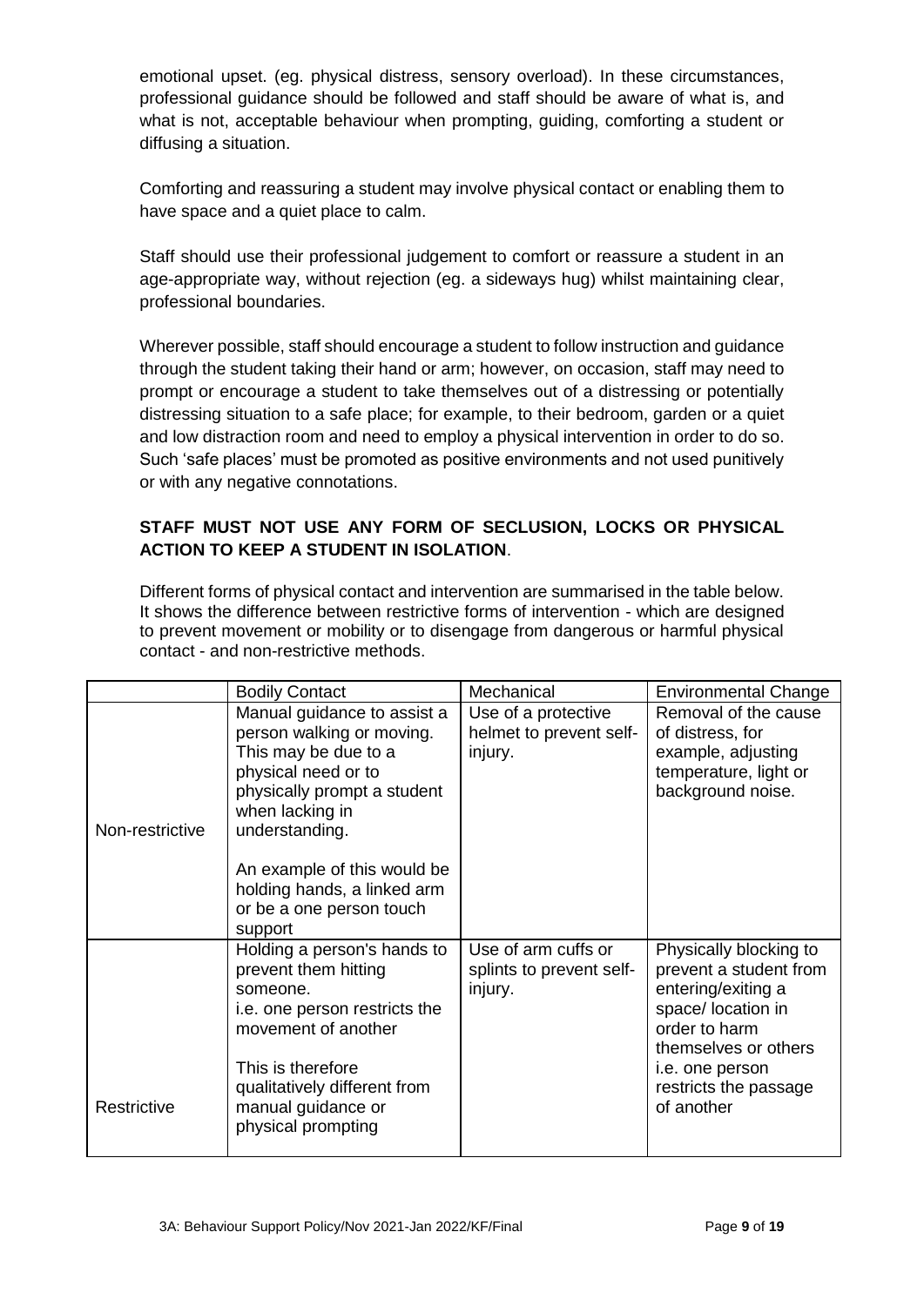emotional upset. (eg. physical distress, sensory overload). In these circumstances, professional guidance should be followed and staff should be aware of what is, and what is not, acceptable behaviour when prompting, guiding, comforting a student or diffusing a situation.

Comforting and reassuring a student may involve physical contact or enabling them to have space and a quiet place to calm.

Staff should use their professional judgement to comfort or reassure a student in an age-appropriate way, without rejection (eg. a sideways hug) whilst maintaining clear, professional boundaries.

Wherever possible, staff should encourage a student to follow instruction and guidance through the student taking their hand or arm; however, on occasion, staff may need to prompt or encourage a student to take themselves out of a distressing or potentially distressing situation to a safe place; for example, to their bedroom, garden or a quiet and low distraction room and need to employ a physical intervention in order to do so. Such 'safe places' must be promoted as positive environments and not used punitively or with any negative connotations.

**STAFF MUST NOT USE ANY FORM OF SECLUSION, LOCKS OR PHYSICAL ACTION TO KEEP A STUDENT IN ISOLATION**.

Different forms of physical contact and intervention are summarised in the table below. It shows the difference between restrictive forms of intervention - which are designed to prevent movement or mobility or to disengage from dangerous or harmful physical contact - and non-restrictive methods.

| | Bodily Contact | Mechanical | Environmental Change |
|---|---|---|---|
| Non-restrictive | Manual guidance to assist a person walking or moving. This may be due to a physical need or to physically prompt a student when lacking in understanding.<br><br>An example of this would be holding hands, a linked arm or be a one person touch support | Use of a protective helmet to prevent self-injury. | Removal of the cause of distress, for example, adjusting temperature, light or background noise. |
| Restrictive | Holding a person's hands to prevent them hitting someone.<br>i.e. one person restricts the movement of another<br><br>This is therefore qualitatively different from manual guidance or physical prompting | Use of arm cuffs or splints to prevent self-injury. | Physically blocking to prevent a student from entering/exiting a space/ location in order to harm themselves or others i.e. one person restricts the passage of another |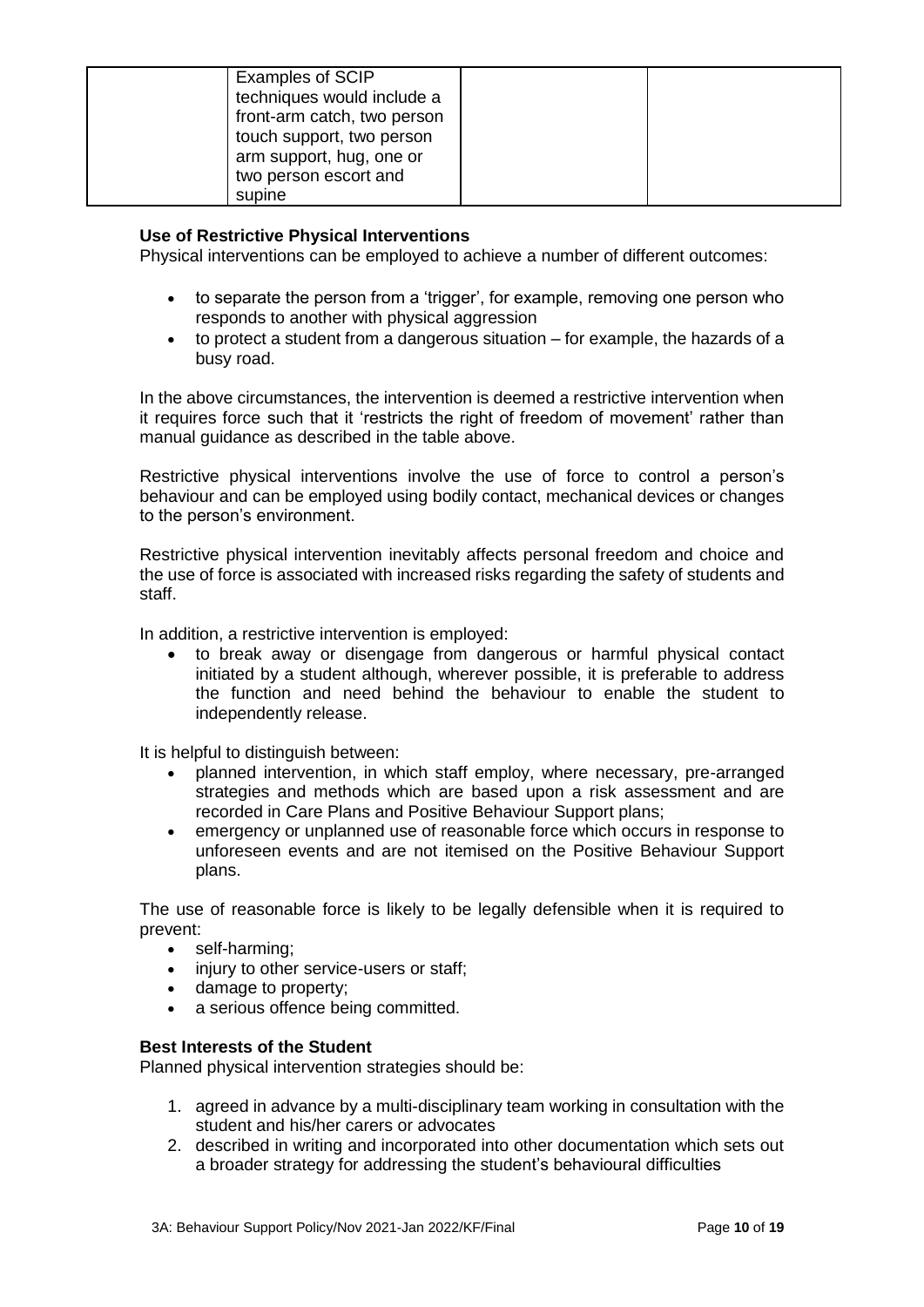| | | | |
|---|---|---|---|
| | Examples of SCIP techniques would include a front-arm catch, two person touch support, two person arm support, hug, one or two person escort and supine | | |

**Use of Restrictive Physical Interventions**

Physical interventions can be employed to achieve a number of different outcomes:

- to separate the person from a 'trigger', for example, removing one person who responds to another with physical aggression
- to protect a student from a dangerous situation – for example, the hazards of a busy road.

In the above circumstances, the intervention is deemed a restrictive intervention when it requires force such that it 'restricts the right of freedom of movement' rather than manual guidance as described in the table above.

Restrictive physical interventions involve the use of force to control a person's behaviour and can be employed using bodily contact, mechanical devices or changes to the person's environment.

Restrictive physical intervention inevitably affects personal freedom and choice and the use of force is associated with increased risks regarding the safety of students and staff.

In addition, a restrictive intervention is employed:

- to break away or disengage from dangerous or harmful physical contact initiated by a student although, wherever possible, it is preferable to address the function and need behind the behaviour to enable the student to independently release.

It is helpful to distinguish between:

- planned intervention, in which staff employ, where necessary, pre-arranged strategies and methods which are based upon a risk assessment and are recorded in Care Plans and Positive Behaviour Support plans;
- emergency or unplanned use of reasonable force which occurs in response to unforeseen events and are not itemised on the Positive Behaviour Support plans.

The use of reasonable force is likely to be legally defensible when it is required to prevent:

- self-harming;
- injury to other service-users or staff;
- damage to property;
- a serious offence being committed.

**Best Interests of the Student**

Planned physical intervention strategies should be:

1. agreed in advance by a multi-disciplinary team working in consultation with the student and his/her carers or advocates
2. described in writing and incorporated into other documentation which sets out a broader strategy for addressing the student's behavioural difficulties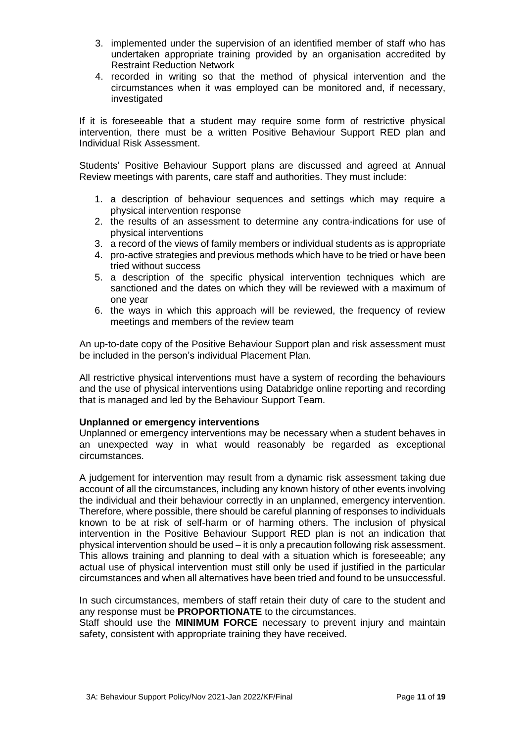3. implemented under the supervision of an identified member of staff who has undertaken appropriate training provided by an organisation accredited by Restraint Reduction Network
4. recorded in writing so that the method of physical intervention and the circumstances when it was employed can be monitored and, if necessary, investigated

If it is foreseeable that a student may require some form of restrictive physical intervention, there must be a written Positive Behaviour Support RED plan and Individual Risk Assessment.

Students' Positive Behaviour Support plans are discussed and agreed at Annual Review meetings with parents, care staff and authorities. They must include:

1. a description of behaviour sequences and settings which may require a physical intervention response
2. the results of an assessment to determine any contra-indications for use of physical interventions
3. a record of the views of family members or individual students as is appropriate
4. pro-active strategies and previous methods which have to be tried or have been tried without success
5. a description of the specific physical intervention techniques which are sanctioned and the dates on which they will be reviewed with a maximum of one year
6. the ways in which this approach will be reviewed, the frequency of review meetings and members of the review team

An up-to-date copy of the Positive Behaviour Support plan and risk assessment must be included in the person's individual Placement Plan.

All restrictive physical interventions must have a system of recording the behaviours and the use of physical interventions using Databridge online reporting and recording that is managed and led by the Behaviour Support Team.

**Unplanned or emergency interventions**

Unplanned or emergency interventions may be necessary when a student behaves in an unexpected way in what would reasonably be regarded as exceptional circumstances.

A judgement for intervention may result from a dynamic risk assessment taking due account of all the circumstances, including any known history of other events involving the individual and their behaviour correctly in an unplanned, emergency intervention. Therefore, where possible, there should be careful planning of responses to individuals known to be at risk of self-harm or of harming others. The inclusion of physical intervention in the Positive Behaviour Support RED plan is not an indication that physical intervention should be used – it is only a precaution following risk assessment. This allows training and planning to deal with a situation which is foreseeable; any actual use of physical intervention must still only be used if justified in the particular circumstances and when all alternatives have been tried and found to be unsuccessful.

In such circumstances, members of staff retain their duty of care to the student and any response must be **PROPORTIONATE** to the circumstances.

Staff should use the **MINIMUM FORCE** necessary to prevent injury and maintain safety, consistent with appropriate training they have received.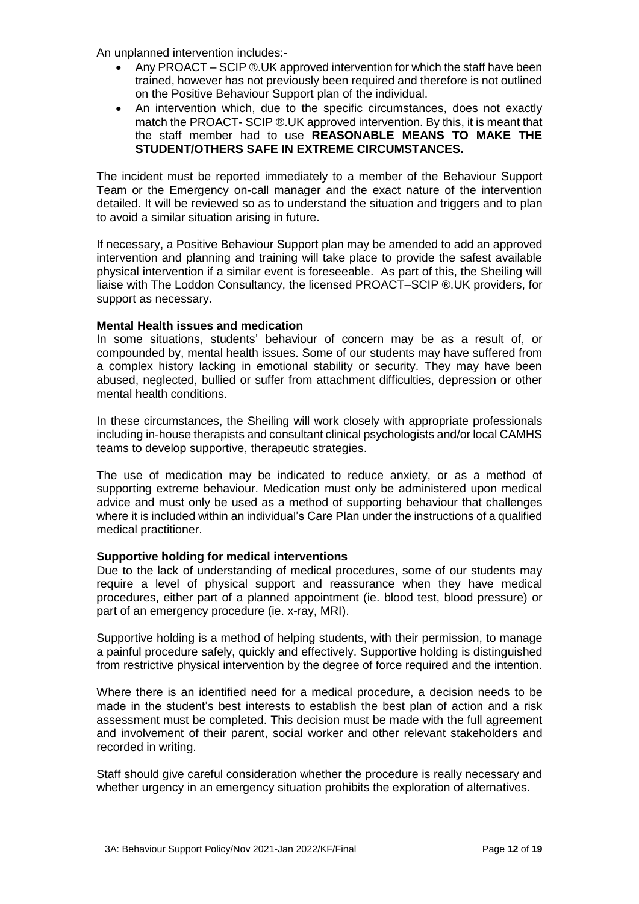An unplanned intervention includes:-

- Any PROACT – SCIP ®.UK approved intervention for which the staff have been trained, however has not previously been required and therefore is not outlined on the Positive Behaviour Support plan of the individual.
- An intervention which, due to the specific circumstances, does not exactly match the PROACT- SCIP ®.UK approved intervention. By this, it is meant that the staff member had to use **REASONABLE MEANS TO MAKE THE STUDENT/OTHERS SAFE IN EXTREME CIRCUMSTANCES.**

The incident must be reported immediately to a member of the Behaviour Support Team or the Emergency on-call manager and the exact nature of the intervention detailed. It will be reviewed so as to understand the situation and triggers and to plan to avoid a similar situation arising in future.

If necessary, a Positive Behaviour Support plan may be amended to add an approved intervention and planning and training will take place to provide the safest available physical intervention if a similar event is foreseeable. As part of this, the Sheiling will liaise with The Loddon Consultancy, the licensed PROACT–SCIP ®.UK providers, for support as necessary.

**Mental Health issues and medication**

In some situations, students' behaviour of concern may be as a result of, or compounded by, mental health issues. Some of our students may have suffered from a complex history lacking in emotional stability or security. They may have been abused, neglected, bullied or suffer from attachment difficulties, depression or other mental health conditions.

In these circumstances, the Sheiling will work closely with appropriate professionals including in-house therapists and consultant clinical psychologists and/or local CAMHS teams to develop supportive, therapeutic strategies.

The use of medication may be indicated to reduce anxiety, or as a method of supporting extreme behaviour. Medication must only be administered upon medical advice and must only be used as a method of supporting behaviour that challenges where it is included within an individual's Care Plan under the instructions of a qualified medical practitioner.

**Supportive holding for medical interventions**

Due to the lack of understanding of medical procedures, some of our students may require a level of physical support and reassurance when they have medical procedures, either part of a planned appointment (ie. blood test, blood pressure) or part of an emergency procedure (ie. x-ray, MRI).

Supportive holding is a method of helping students, with their permission, to manage a painful procedure safely, quickly and effectively. Supportive holding is distinguished from restrictive physical intervention by the degree of force required and the intention.

Where there is an identified need for a medical procedure, a decision needs to be made in the student's best interests to establish the best plan of action and a risk assessment must be completed. This decision must be made with the full agreement and involvement of their parent, social worker and other relevant stakeholders and recorded in writing.

Staff should give careful consideration whether the procedure is really necessary and whether urgency in an emergency situation prohibits the exploration of alternatives.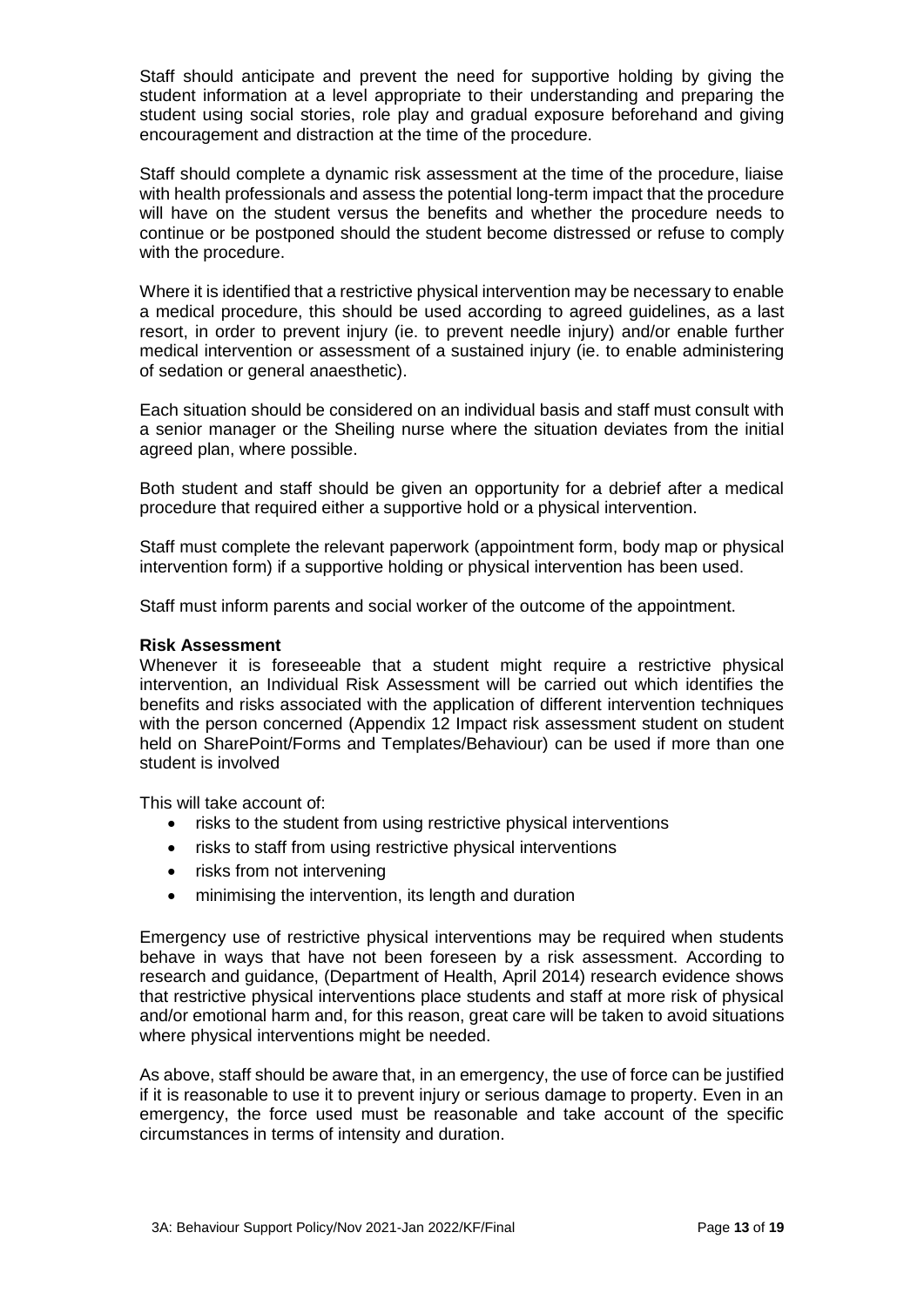Staff should anticipate and prevent the need for supportive holding by giving the student information at a level appropriate to their understanding and preparing the student using social stories, role play and gradual exposure beforehand and giving encouragement and distraction at the time of the procedure.

Staff should complete a dynamic risk assessment at the time of the procedure, liaise with health professionals and assess the potential long-term impact that the procedure will have on the student versus the benefits and whether the procedure needs to continue or be postponed should the student become distressed or refuse to comply with the procedure.

Where it is identified that a restrictive physical intervention may be necessary to enable a medical procedure, this should be used according to agreed guidelines, as a last resort, in order to prevent injury (ie. to prevent needle injury) and/or enable further medical intervention or assessment of a sustained injury (ie. to enable administering of sedation or general anaesthetic).

Each situation should be considered on an individual basis and staff must consult with a senior manager or the Sheiling nurse where the situation deviates from the initial agreed plan, where possible.

Both student and staff should be given an opportunity for a debrief after a medical procedure that required either a supportive hold or a physical intervention.

Staff must complete the relevant paperwork (appointment form, body map or physical intervention form) if a supportive holding or physical intervention has been used.

Staff must inform parents and social worker of the outcome of the appointment.

**Risk Assessment**

Whenever it is foreseeable that a student might require a restrictive physical intervention, an Individual Risk Assessment will be carried out which identifies the benefits and risks associated with the application of different intervention techniques with the person concerned (Appendix 12 Impact risk assessment student on student held on SharePoint/Forms and Templates/Behaviour) can be used if more than one student is involved

This will take account of:

- risks to the student from using restrictive physical interventions
- risks to staff from using restrictive physical interventions
- risks from not intervening
- minimising the intervention, its length and duration

Emergency use of restrictive physical interventions may be required when students behave in ways that have not been foreseen by a risk assessment. According to research and guidance, (Department of Health, April 2014) research evidence shows that restrictive physical interventions place students and staff at more risk of physical and/or emotional harm and, for this reason, great care will be taken to avoid situations where physical interventions might be needed.

As above, staff should be aware that, in an emergency, the use of force can be justified if it is reasonable to use it to prevent injury or serious damage to property. Even in an emergency, the force used must be reasonable and take account of the specific circumstances in terms of intensity and duration.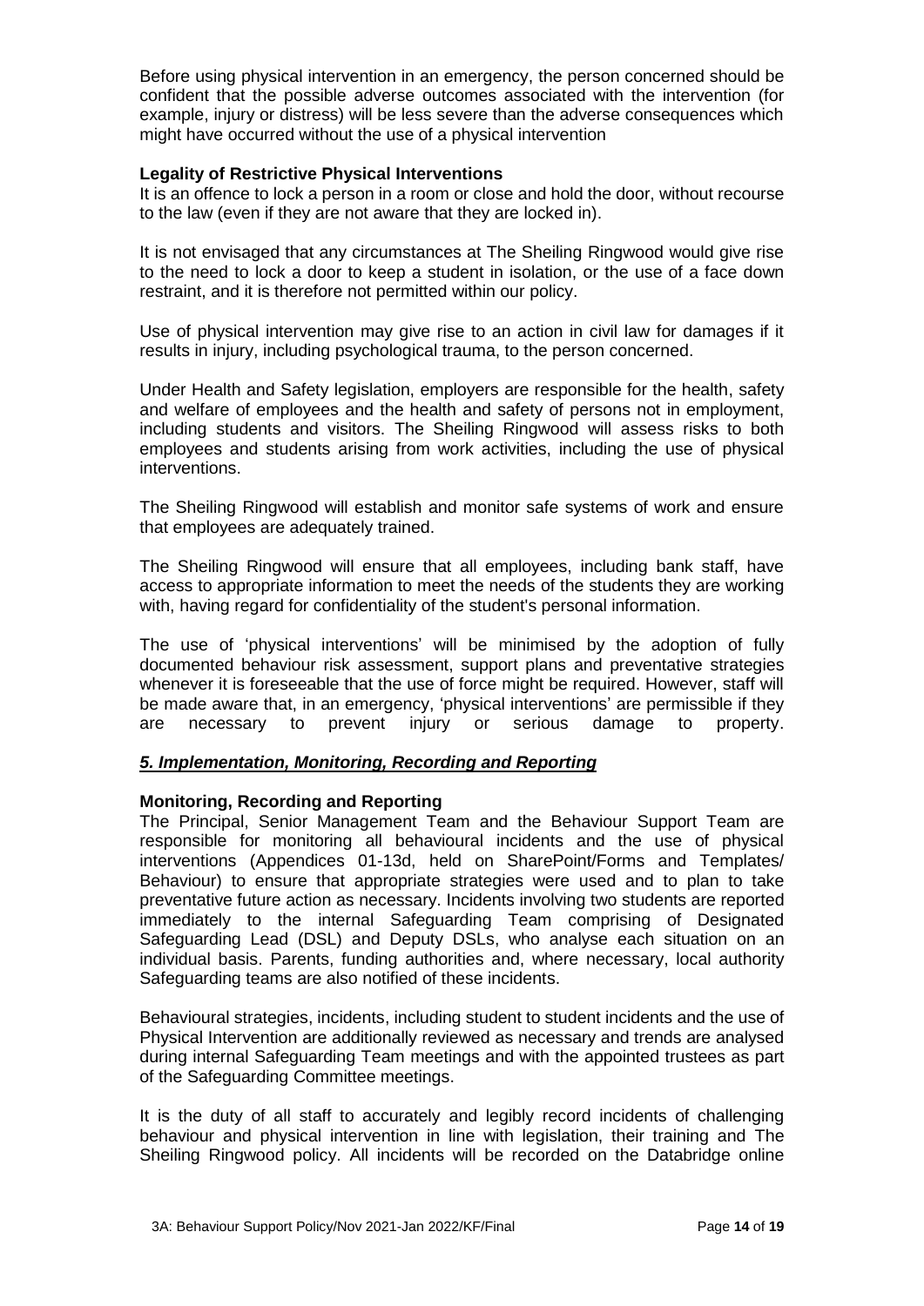Before using physical intervention in an emergency, the person concerned should be confident that the possible adverse outcomes associated with the intervention (for example, injury or distress) will be less severe than the adverse consequences which might have occurred without the use of a physical intervention

**Legality of Restrictive Physical Interventions**

It is an offence to lock a person in a room or close and hold the door, without recourse to the law (even if they are not aware that they are locked in).

It is not envisaged that any circumstances at The Sheiling Ringwood would give rise to the need to lock a door to keep a student in isolation, or the use of a face down restraint, and it is therefore not permitted within our policy.

Use of physical intervention may give rise to an action in civil law for damages if it results in injury, including psychological trauma, to the person concerned.

Under Health and Safety legislation, employers are responsible for the health, safety and welfare of employees and the health and safety of persons not in employment, including students and visitors. The Sheiling Ringwood will assess risks to both employees and students arising from work activities, including the use of physical interventions.

The Sheiling Ringwood will establish and monitor safe systems of work and ensure that employees are adequately trained.

The Sheiling Ringwood will ensure that all employees, including bank staff, have access to appropriate information to meet the needs of the students they are working with, having regard for confidentiality of the student's personal information.

The use of 'physical interventions' will be minimised by the adoption of fully documented behaviour risk assessment, support plans and preventative strategies whenever it is foreseeable that the use of force might be required. However, staff will be made aware that, in an emergency, 'physical interventions' are permissible if they are necessary to prevent injury or serious damage to property.

## ***5. Implementation, Monitoring, Recording and Reporting***

**Monitoring, Recording and Reporting**

The Principal, Senior Management Team and the Behaviour Support Team are responsible for monitoring all behavioural incidents and the use of physical interventions (Appendices 01-13d, held on SharePoint/Forms and Templates/ Behaviour) to ensure that appropriate strategies were used and to plan to take preventative future action as necessary. Incidents involving two students are reported immediately to the internal Safeguarding Team comprising of Designated Safeguarding Lead (DSL) and Deputy DSLs, who analyse each situation on an individual basis. Parents, funding authorities and, where necessary, local authority Safeguarding teams are also notified of these incidents.

Behavioural strategies, incidents, including student to student incidents and the use of Physical Intervention are additionally reviewed as necessary and trends are analysed during internal Safeguarding Team meetings and with the appointed trustees as part of the Safeguarding Committee meetings.

It is the duty of all staff to accurately and legibly record incidents of challenging behaviour and physical intervention in line with legislation, their training and The Sheiling Ringwood policy. All incidents will be recorded on the Databridge online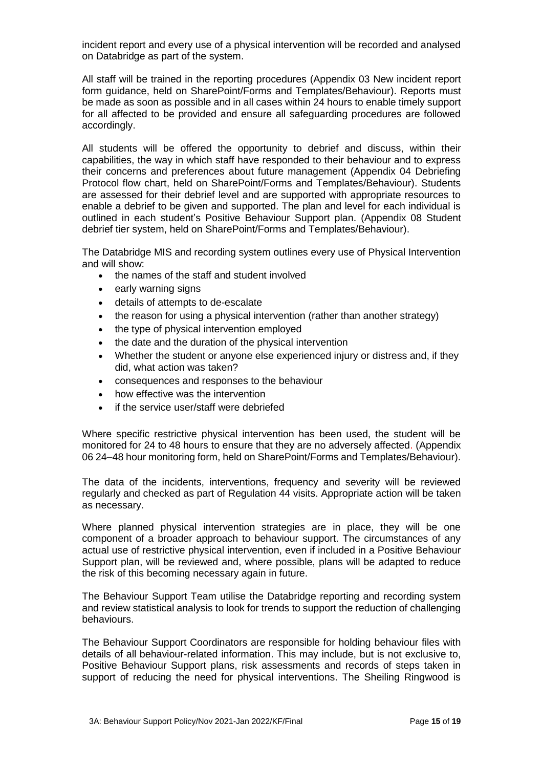incident report and every use of a physical intervention will be recorded and analysed on Databridge as part of the system.

All staff will be trained in the reporting procedures (Appendix 03 New incident report form guidance, held on SharePoint/Forms and Templates/Behaviour). Reports must be made as soon as possible and in all cases within 24 hours to enable timely support for all affected to be provided and ensure all safeguarding procedures are followed accordingly.

All students will be offered the opportunity to debrief and discuss, within their capabilities, the way in which staff have responded to their behaviour and to express their concerns and preferences about future management (Appendix 04 Debriefing Protocol flow chart, held on SharePoint/Forms and Templates/Behaviour). Students are assessed for their debrief level and are supported with appropriate resources to enable a debrief to be given and supported. The plan and level for each individual is outlined in each student's Positive Behaviour Support plan. (Appendix 08 Student debrief tier system, held on SharePoint/Forms and Templates/Behaviour).

The Databridge MIS and recording system outlines every use of Physical Intervention and will show:

- the names of the staff and student involved
- early warning signs
- details of attempts to de-escalate
- the reason for using a physical intervention (rather than another strategy)
- the type of physical intervention employed
- the date and the duration of the physical intervention
- Whether the student or anyone else experienced injury or distress and, if they did, what action was taken?
- consequences and responses to the behaviour
- how effective was the intervention
- if the service user/staff were debriefed

Where specific restrictive physical intervention has been used, the student will be monitored for 24 to 48 hours to ensure that they are no adversely affected. (Appendix 06 24–48 hour monitoring form, held on SharePoint/Forms and Templates/Behaviour).

The data of the incidents, interventions, frequency and severity will be reviewed regularly and checked as part of Regulation 44 visits. Appropriate action will be taken as necessary.

Where planned physical intervention strategies are in place, they will be one component of a broader approach to behaviour support. The circumstances of any actual use of restrictive physical intervention, even if included in a Positive Behaviour Support plan, will be reviewed and, where possible, plans will be adapted to reduce the risk of this becoming necessary again in future.

The Behaviour Support Team utilise the Databridge reporting and recording system and review statistical analysis to look for trends to support the reduction of challenging behaviours.

The Behaviour Support Coordinators are responsible for holding behaviour files with details of all behaviour-related information. This may include, but is not exclusive to, Positive Behaviour Support plans, risk assessments and records of steps taken in support of reducing the need for physical interventions. The Sheiling Ringwood is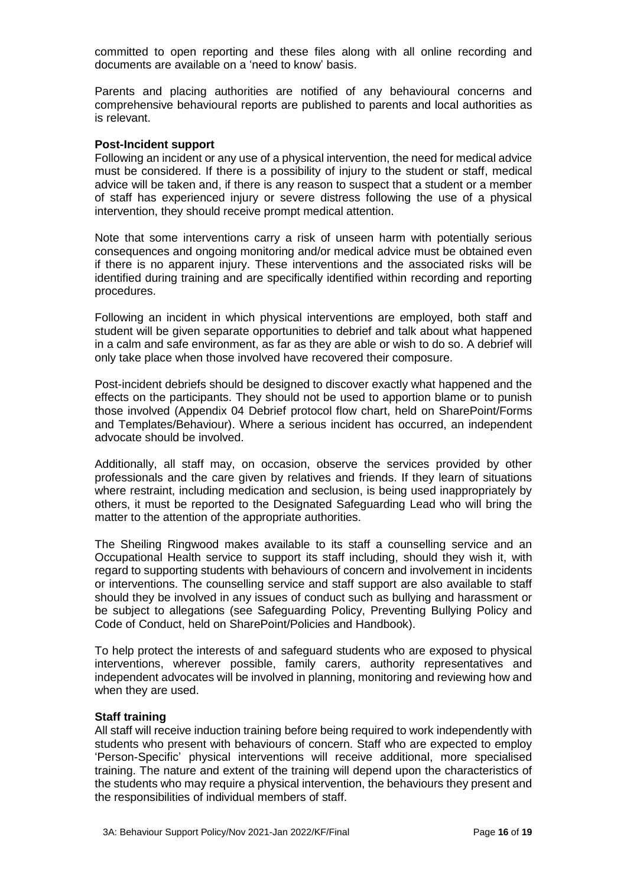committed to open reporting and these files along with all online recording and documents are available on a 'need to know' basis.

Parents and placing authorities are notified of any behavioural concerns and comprehensive behavioural reports are published to parents and local authorities as is relevant.

**Post-Incident support**

Following an incident or any use of a physical intervention, the need for medical advice must be considered. If there is a possibility of injury to the student or staff, medical advice will be taken and, if there is any reason to suspect that a student or a member of staff has experienced injury or severe distress following the use of a physical intervention, they should receive prompt medical attention.

Note that some interventions carry a risk of unseen harm with potentially serious consequences and ongoing monitoring and/or medical advice must be obtained even if there is no apparent injury. These interventions and the associated risks will be identified during training and are specifically identified within recording and reporting procedures.

Following an incident in which physical interventions are employed, both staff and student will be given separate opportunities to debrief and talk about what happened in a calm and safe environment, as far as they are able or wish to do so. A debrief will only take place when those involved have recovered their composure.

Post-incident debriefs should be designed to discover exactly what happened and the effects on the participants. They should not be used to apportion blame or to punish those involved (Appendix 04 Debrief protocol flow chart, held on SharePoint/Forms and Templates/Behaviour). Where a serious incident has occurred, an independent advocate should be involved.

Additionally, all staff may, on occasion, observe the services provided by other professionals and the care given by relatives and friends. If they learn of situations where restraint, including medication and seclusion, is being used inappropriately by others, it must be reported to the Designated Safeguarding Lead who will bring the matter to the attention of the appropriate authorities.

The Sheiling Ringwood makes available to its staff a counselling service and an Occupational Health service to support its staff including, should they wish it, with regard to supporting students with behaviours of concern and involvement in incidents or interventions. The counselling service and staff support are also available to staff should they be involved in any issues of conduct such as bullying and harassment or be subject to allegations (see Safeguarding Policy, Preventing Bullying Policy and Code of Conduct, held on SharePoint/Policies and Handbook).

To help protect the interests of and safeguard students who are exposed to physical interventions, wherever possible, family carers, authority representatives and independent advocates will be involved in planning, monitoring and reviewing how and when they are used.

**Staff training**

All staff will receive induction training before being required to work independently with students who present with behaviours of concern. Staff who are expected to employ 'Person-Specific' physical interventions will receive additional, more specialised training. The nature and extent of the training will depend upon the characteristics of the students who may require a physical intervention, the behaviours they present and the responsibilities of individual members of staff.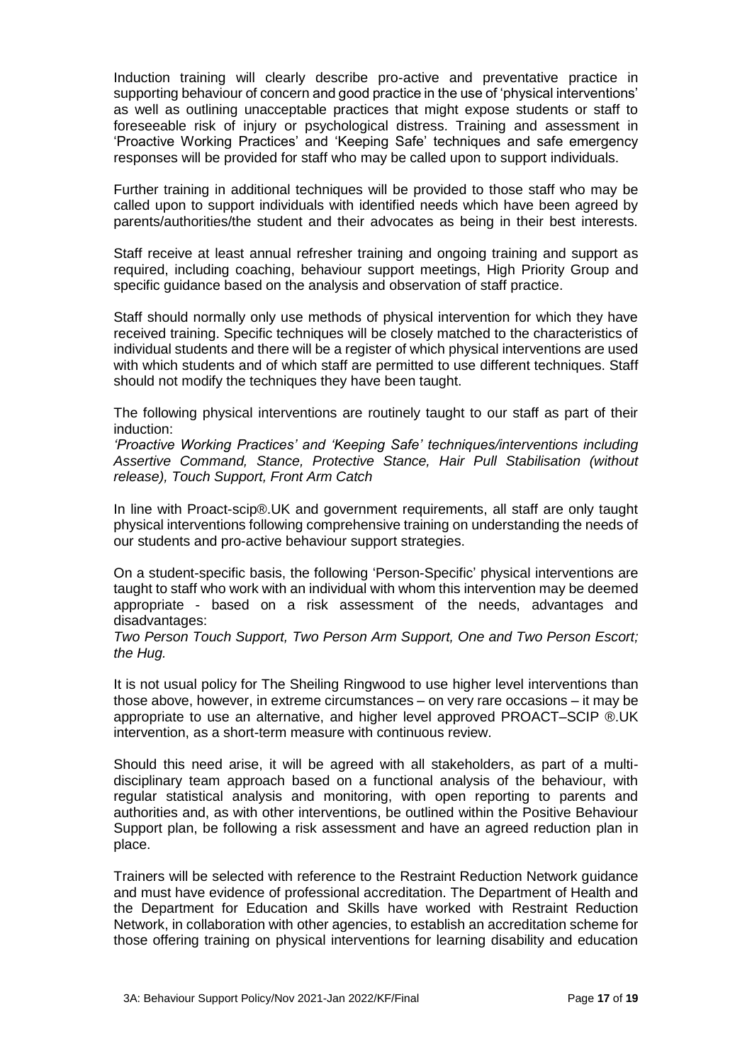Induction training will clearly describe pro-active and preventative practice in supporting behaviour of concern and good practice in the use of 'physical interventions' as well as outlining unacceptable practices that might expose students or staff to foreseeable risk of injury or psychological distress. Training and assessment in 'Proactive Working Practices' and 'Keeping Safe' techniques and safe emergency responses will be provided for staff who may be called upon to support individuals.

Further training in additional techniques will be provided to those staff who may be called upon to support individuals with identified needs which have been agreed by parents/authorities/the student and their advocates as being in their best interests.

Staff receive at least annual refresher training and ongoing training and support as required, including coaching, behaviour support meetings, High Priority Group and specific guidance based on the analysis and observation of staff practice.

Staff should normally only use methods of physical intervention for which they have received training. Specific techniques will be closely matched to the characteristics of individual students and there will be a register of which physical interventions are used with which students and of which staff are permitted to use different techniques. Staff should not modify the techniques they have been taught.

The following physical interventions are routinely taught to our staff as part of their induction:
*'Proactive Working Practices' and 'Keeping Safe' techniques/interventions including Assertive Command, Stance, Protective Stance, Hair Pull Stabilisation (without release), Touch Support, Front Arm Catch*

In line with Proact-scip®.UK and government requirements, all staff are only taught physical interventions following comprehensive training on understanding the needs of our students and pro-active behaviour support strategies.

On a student-specific basis, the following 'Person-Specific' physical interventions are taught to staff who work with an individual with whom this intervention may be deemed appropriate - based on a risk assessment of the needs, advantages and disadvantages:
*Two Person Touch Support, Two Person Arm Support, One and Two Person Escort; the Hug.*

It is not usual policy for The Sheiling Ringwood to use higher level interventions than those above, however, in extreme circumstances – on very rare occasions – it may be appropriate to use an alternative, and higher level approved PROACT–SCIP ®.UK intervention, as a short-term measure with continuous review.

Should this need arise, it will be agreed with all stakeholders, as part of a multi-disciplinary team approach based on a functional analysis of the behaviour, with regular statistical analysis and monitoring, with open reporting to parents and authorities and, as with other interventions, be outlined within the Positive Behaviour Support plan, be following a risk assessment and have an agreed reduction plan in place.

Trainers will be selected with reference to the Restraint Reduction Network guidance and must have evidence of professional accreditation. The Department of Health and the Department for Education and Skills have worked with Restraint Reduction Network, in collaboration with other agencies, to establish an accreditation scheme for those offering training on physical interventions for learning disability and education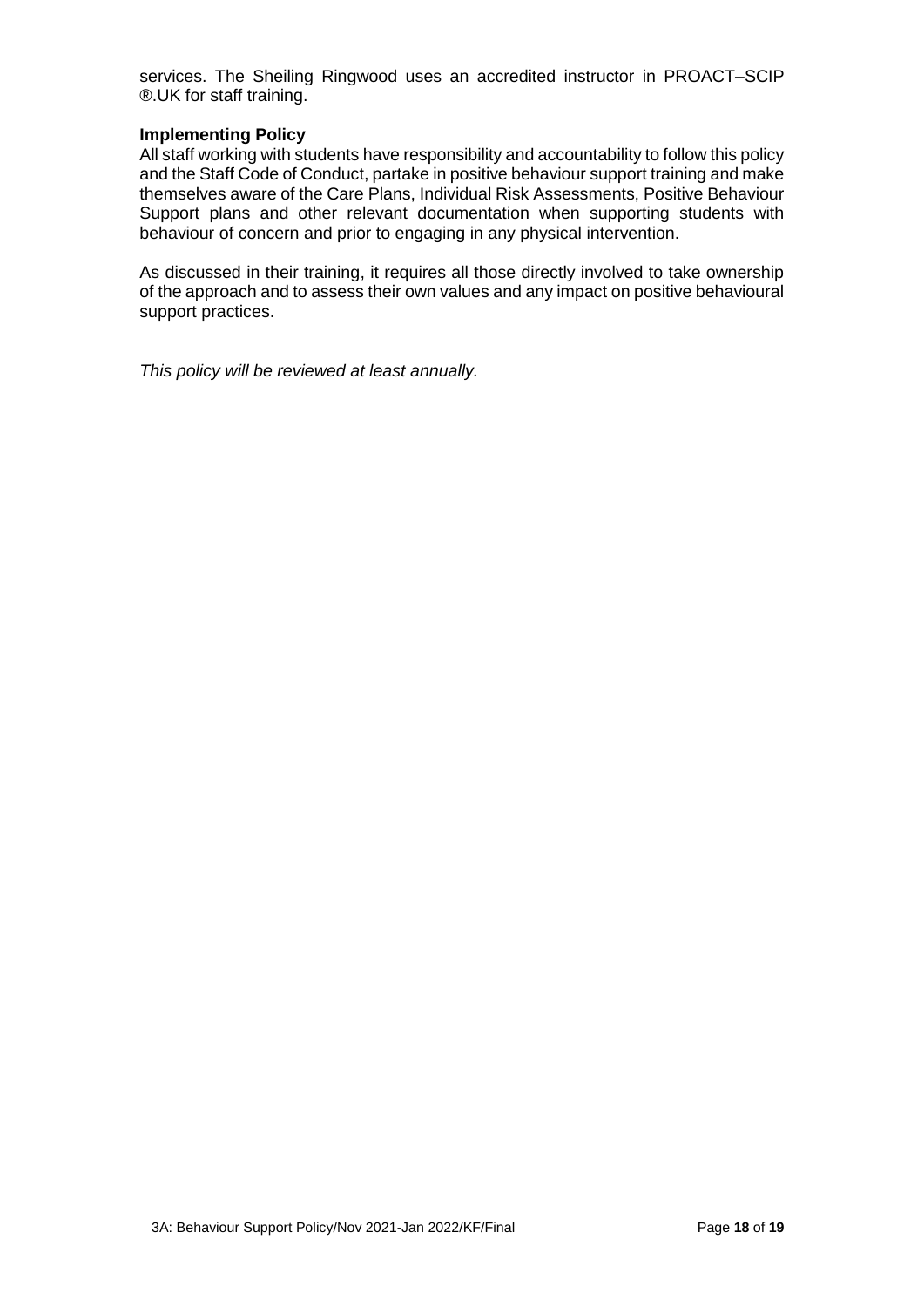services. The Sheiling Ringwood uses an accredited instructor in PROACT–SCIP ®.UK for staff training.

**Implementing Policy**

All staff working with students have responsibility and accountability to follow this policy and the Staff Code of Conduct, partake in positive behaviour support training and make themselves aware of the Care Plans, Individual Risk Assessments, Positive Behaviour Support plans and other relevant documentation when supporting students with behaviour of concern and prior to engaging in any physical intervention.

As discussed in their training, it requires all those directly involved to take ownership of the approach and to assess their own values and any impact on positive behavioural support practices.

*This policy will be reviewed at least annually.*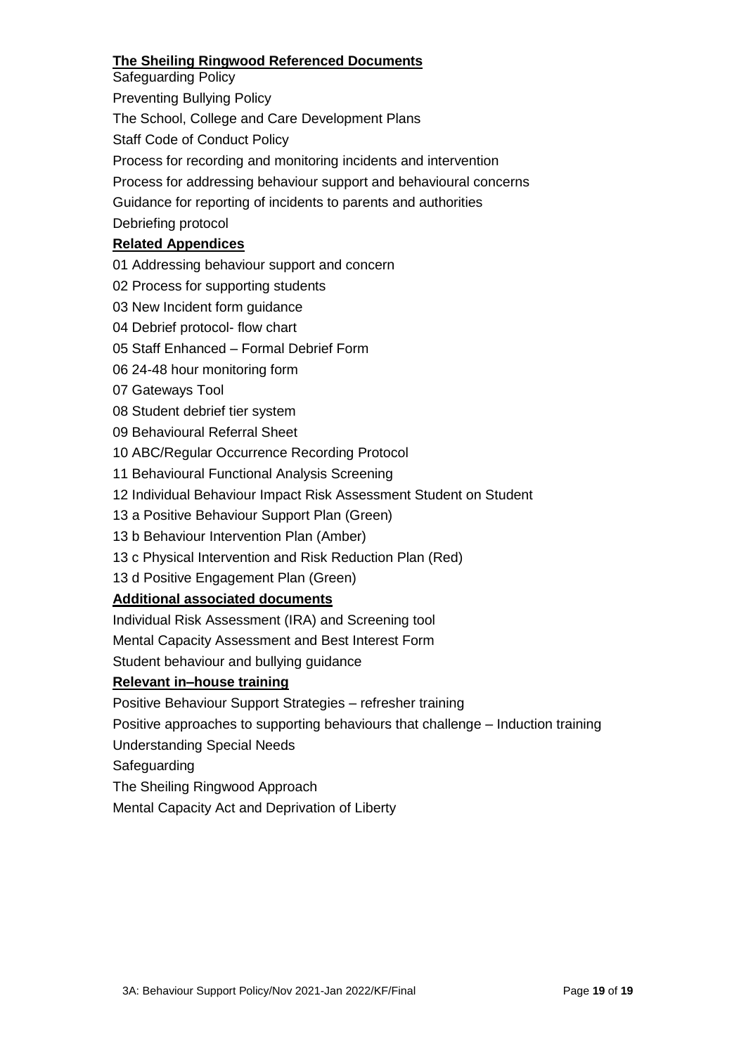**The Sheiling Ringwood Referenced Documents**

Safeguarding Policy

Preventing Bullying Policy

The School, College and Care Development Plans

Staff Code of Conduct Policy

Process for recording and monitoring incidents and intervention

Process for addressing behaviour support and behavioural concerns

Guidance for reporting of incidents to parents and authorities

Debriefing protocol

**Related Appendices**

01 Addressing behaviour support and concern

02 Process for supporting students

03 New Incident form guidance

04 Debrief protocol- flow chart

05 Staff Enhanced – Formal Debrief Form

06 24-48 hour monitoring form

07 Gateways Tool

08 Student debrief tier system

09 Behavioural Referral Sheet

10 ABC/Regular Occurrence Recording Protocol

11 Behavioural Functional Analysis Screening

12 Individual Behaviour Impact Risk Assessment Student on Student

13 a Positive Behaviour Support Plan (Green)

13 b Behaviour Intervention Plan (Amber)

13 c Physical Intervention and Risk Reduction Plan (Red)

13 d Positive Engagement Plan (Green)

**Additional associated documents**

Individual Risk Assessment (IRA) and Screening tool

Mental Capacity Assessment and Best Interest Form

Student behaviour and bullying guidance

**Relevant in–house training**

Positive Behaviour Support Strategies – refresher training

Positive approaches to supporting behaviours that challenge – Induction training

Understanding Special Needs

Safeguarding

The Sheiling Ringwood Approach

Mental Capacity Act and Deprivation of Liberty